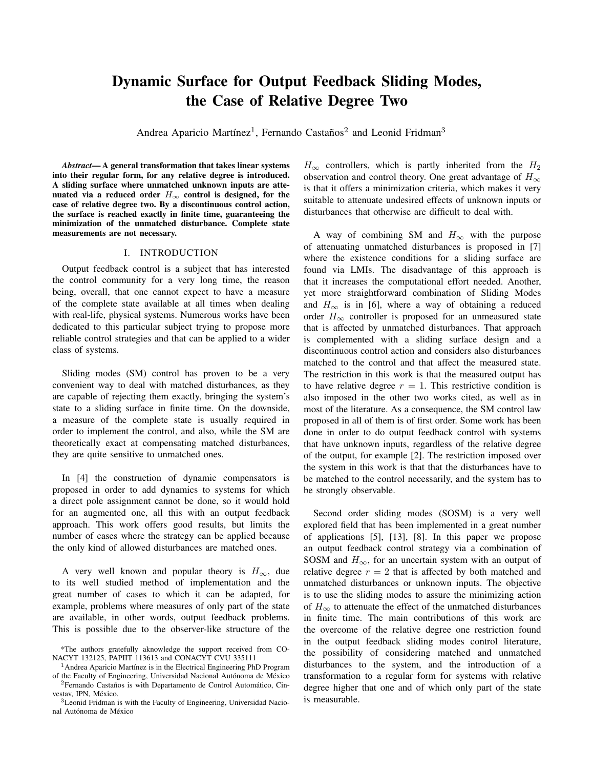# Dynamic Surface for Output Feedback Sliding Modes, the Case of Relative Degree Two

Andrea Aparicio Martínez[1], Fernando Castaños[2] and Leonid Fridman[3]

***Abstract*— A general transformation that takes linear systems into their regular form, for any relative degree is introduced. A sliding surface where unmatched unknown inputs are attenuated via a reduced order $H_\infty$ control is designed, for the case of relative degree two. By a discontinuous control action, the surface is reached exactly in finite time, guaranteeing the minimization of the unmatched disturbance. Complete state measurements are not necessary.**

## I. INTRODUCTION

Output feedback control is a subject that has interested the control community for a very long time, the reason being, overall, that one cannot expect to have a measure of the complete state available at all times when dealing with real-life, physical systems. Numerous works have been dedicated to this particular subject trying to propose more reliable control strategies and that can be applied to a wider class of systems.

Sliding modes (SM) control has proven to be a very convenient way to deal with matched disturbances, as they are capable of rejecting them exactly, bringing the system's state to a sliding surface in finite time. On the downside, a measure of the complete state is usually required in order to implement the control, and also, while the SM are theoretically exact at compensating matched disturbances, they are quite sensitive to unmatched ones.

In [4] the construction of dynamic compensators is proposed in order to add dynamics to systems for which a direct pole assignment cannot be done, so it would hold for an augmented one, all this with an output feedback approach. This work offers good results, but limits the number of cases where the strategy can be applied because the only kind of allowed disturbances are matched ones.

A very well known and popular theory is $H_\infty$, due to its well studied method of implementation and the great number of cases to which it can be adapted, for example, problems where measures of only part of the state are available, in other words, output feedback problems. This is possible due to the observer-like structure of the $H_\infty$ controllers, which is partly inherited from the $H_2$ observation and control theory. One great advantage of $H_\infty$ is that it offers a minimization criteria, which makes it very suitable to attenuate undesired effects of unknown inputs or disturbances that otherwise are difficult to deal with.

A way of combining SM and $H_\infty$ with the purpose of attenuating unmatched disturbances is proposed in [7] where the existence conditions for a sliding surface are found via LMIs. The disadvantage of this approach is that it increases the computational effort needed. Another, yet more straightforward combination of Sliding Modes and $H_\infty$ is in [6], where a way of obtaining a reduced order $H_\infty$ controller is proposed for an unmeasured state that is affected by unmatched disturbances. That approach is complemented with a sliding surface design and a discontinuous control action and considers also disturbances matched to the control and that affect the measured state. The restriction in this work is that the measured output has to have relative degree $r = 1$. This restrictive condition is also imposed in the other two works cited, as well as in most of the literature. As a consequence, the SM control law proposed in all of them is of first order. Some work has been done in order to do output feedback control with systems that have unknown inputs, regardless of the relative degree of the output, for example [2]. The restriction imposed over the system in this work is that that the disturbances have to be matched to the control necessarily, and the system has to be strongly observable.

Second order sliding modes (SOSM) is a very well explored field that has been implemented in a great number of applications [5], [13], [8]. In this paper we propose an output feedback control strategy via a combination of SOSM and $H_\infty$, for an uncertain system with an output of relative degree $r = 2$ that is affected by both matched and unmatched disturbances or unknown inputs. The objective is to use the sliding modes to assure the minimizing action of $H_\infty$ to attenuate the effect of the unmatched disturbances in finite time. The main contributions of this work are the overcome of the relative degree one restriction found in the output feedback sliding modes control literature, the possibility of considering matched and unmatched disturbances to the system, and the introduction of a transformation to a regular form for systems with relative degree higher that one and of which only part of the state is measurable.

*The authors gratefully aknowledge the support received from CONACYT 132125, PAPIIT 113613 and CONACYT CVU 335111

[1]Andrea Aparicio Martínez is in the Electrical Engineering PhD Program of the Faculty of Engineering, Universidad Nacional Autónoma de México

[2]Fernando Castaños is with Departamento de Control Automático, Cinvestav, IPN, México.

[3]Leonid Fridman is with the Faculty of Engineering, Universidad Nacional Autónoma de México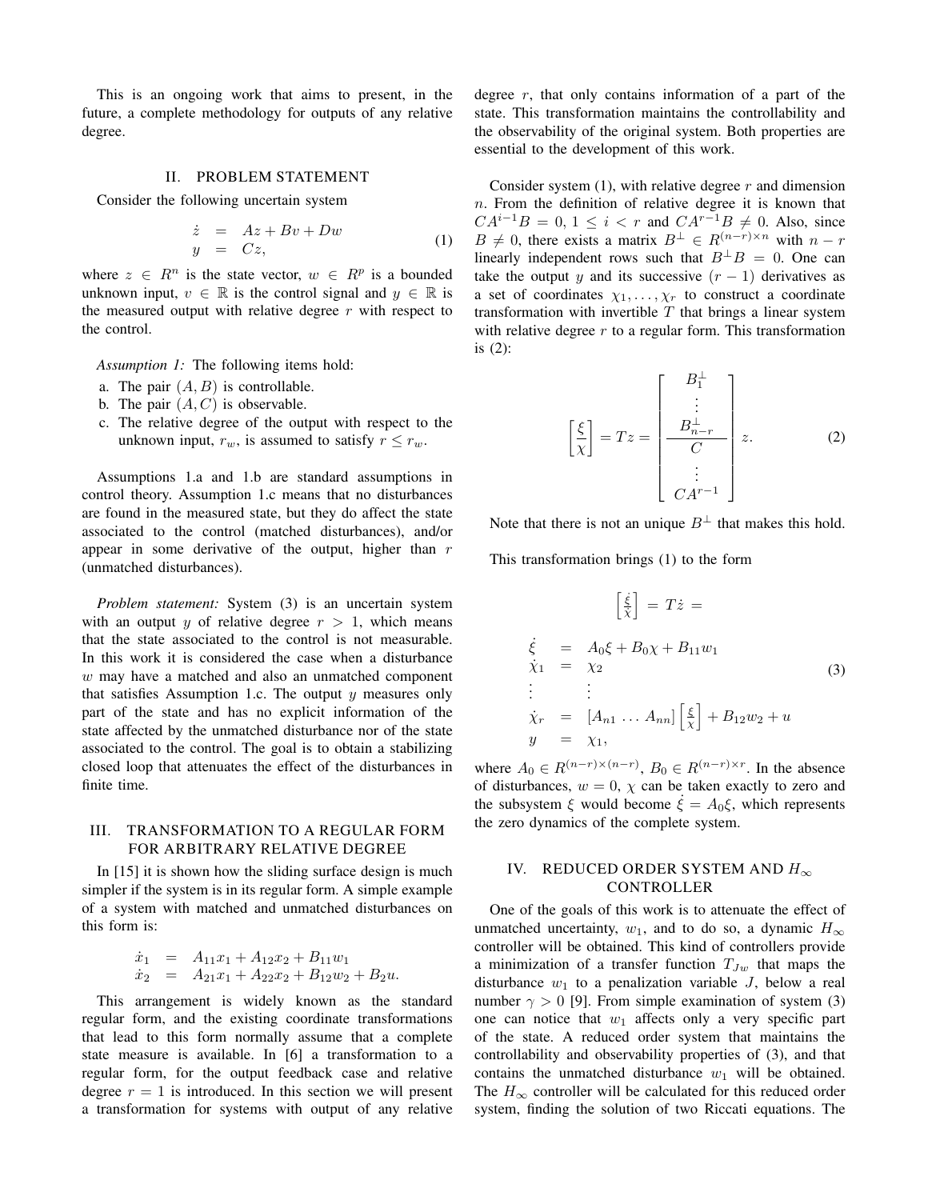This is an ongoing work that aims to present, in the future, a complete methodology for outputs of any relative degree.

## II. PROBLEM STATEMENT

Consider the following uncertain system

$$\begin{aligned} \dot{z} &= Az + Bv + Dw \\ y &= Cz, \end{aligned} \tag{1}$$

where $z \in R^n$ is the state vector, $w \in R^p$ is a bounded unknown input, $v \in \mathbb{R}$ is the control signal and $y \in \mathbb{R}$ is the measured output with relative degree $r$ with respect to the control.

*Assumption 1:* The following items hold:

a. The pair $(A, B)$ is controllable.
b. The pair $(A, C)$ is observable.
c. The relative degree of the output with respect to the unknown input, $r_w$, is assumed to satisfy $r \leq r_w$.

Assumptions 1.a and 1.b are standard assumptions in control theory. Assumption 1.c means that no disturbances are found in the measured state, but they do affect the state associated to the control (matched disturbances), and/or appear in some derivative of the output, higher than $r$ (unmatched disturbances).

*Problem statement:* System (3) is an uncertain system with an output $y$ of relative degree $r > 1$, which means that the state associated to the control is not measurable. In this work it is considered the case when a disturbance $w$ may have a matched and also an unmatched component that satisfies Assumption 1.c. The output $y$ measures only part of the state and has no explicit information of the state affected by the unmatched disturbance nor of the state associated to the control. The goal is to obtain a stabilizing closed loop that attenuates the effect of the disturbances in finite time.

## III. TRANSFORMATION TO A REGULAR FORM FOR ARBITRARY RELATIVE DEGREE

In [15] it is shown how the sliding surface design is much simpler if the system is in its regular form. A simple example of a system with matched and unmatched disturbances on this form is:

$$\begin{aligned} \dot{x}_1 &= A_{11}x_1 + A_{12}x_2 + B_{11}w_1 \\ \dot{x}_2 &= A_{21}x_1 + A_{22}x_2 + B_{12}w_2 + B_2 u. \end{aligned}$$

This arrangement is widely known as the standard regular form, and the existing coordinate transformations that lead to this form normally assume that a complete state measure is available. In [6] a transformation to a regular form, for the output feedback case and relative degree $r = 1$ is introduced. In this section we will present a transformation for systems with output of any relative degree $r$, that only contains information of a part of the state. This transformation maintains the controllability and the observability of the original system. Both properties are essential to the development of this work.

Consider system (1), with relative degree $r$ and dimension $n$. From the definition of relative degree it is known that $CA^{i-1}B = 0$, $1 \leq i < r$ and $CA^{r-1}B \neq 0$. Also, since $B \neq 0$, there exists a matrix $B^{\perp} \in R^{(n-r)\times n}$ with $n - r$ linearly independent rows such that $B^{\perp}B = 0$. One can take the output $y$ and its successive $(r-1)$ derivatives as a set of coordinates $\chi_1, \ldots, \chi_r$ to construct a coordinate transformation with invertible $T$ that brings a linear system with relative degree $r$ to a regular form. This transformation is (2):

$$\begin{bmatrix} \xi \\ \chi \end{bmatrix} = Tz = \begin{bmatrix} B_1^{\perp} \\ \vdots \\ B_{n-r}^{\perp} \\ \hline C \\ \vdots \\ CA^{r-1} \end{bmatrix} z. \tag{2}$$

Note that there is not an unique $B^{\perp}$ that makes this hold.

This transformation brings (1) to the form

$$\begin{bmatrix} \dot{\xi} \\ \dot{\chi} \end{bmatrix} = T\dot{z} =$$

$$\begin{aligned} \dot{\xi} &= A_0\xi + B_0\chi + B_{11}w_1 \\ \dot{\chi}_1 &= \chi_2 \\ \vdots & \quad\;\; \vdots \\ \dot{\chi}_r &= [A_{n1} \; \ldots \; A_{nn}] \begin{bmatrix} \xi \\ \chi \end{bmatrix} + B_{12}w_2 + u \\ y &= \chi_1, \end{aligned} \tag{3}$$

where $A_0 \in R^{(n-r)\times(n-r)}$, $B_0 \in R^{(n-r)\times r}$. In the absence of disturbances, $w = 0$, $\chi$ can be taken exactly to zero and the subsystem $\xi$ would become $\dot{\xi} = A_0\xi$, which represents the zero dynamics of the complete system.

## IV. REDUCED ORDER SYSTEM AND $H_\infty$ CONTROLLER

One of the goals of this work is to attenuate the effect of unmatched uncertainty, $w_1$, and to do so, a dynamic $H_\infty$ controller will be obtained. This kind of controllers provide a minimization of a transfer function $T_{Jw}$ that maps the disturbance $w_1$ to a penalization variable $J$, below a real number $\gamma > 0$ [9]. From simple examination of system (3) one can notice that $w_1$ affects only a very specific part of the state. A reduced order system that maintains the controllability and observability properties of (3), and that contains the unmatched disturbance $w_1$ will be obtained. The $H_\infty$ controller will be calculated for this reduced order system, finding the solution of two Riccati equations. The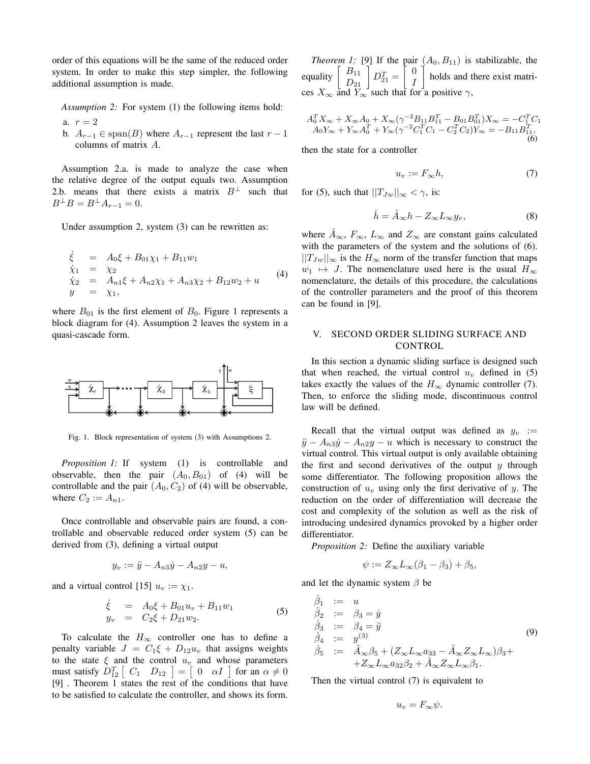order of this equations will be the same of the reduced order system. In order to make this step simpler, the following additional assumption is made.

*Assumption 2:* For system (1) the following items hold:

a. $r = 2$
b. $A_{r-1} \in \text{span}(B)$ where $A_{r-1}$ represent the last $r-1$ columns of matrix $A$.

Assumption 2.a. is made to analyze the case when the relative degree of the output equals two. Assumption 2.b. means that there exists a matrix $B^{\perp}$ such that $B^{\perp}B = B^{\perp}A_{r-1} = 0$.

Under assumption 2, system (3) can be rewritten as:

$$
\begin{array}{rcl}
\dot{\xi} & = & A_0\xi + B_{01}\chi_1 + B_{11}w_1 \\
\dot{\chi}_1 & = & \chi_2 \\
\dot{\chi}_2 & = & A_{n1}\xi + A_{n2}\chi_1 + A_{n3}\chi_2 + B_{12}w_2 + u \\
y & = & \chi_1,
\end{array}
\tag{4}
$$

where $B_{01}$ is the first element of $B_0$. Figure 1 represents a block diagram for (4). Assumption 2 leaves the system in a quasi-cascade form.

Fig. 1. Block representation of system (3) with Assumptions 2.

*Proposition 1:* If system (1) is controllable and observable, then the pair $(A_0, B_{01})$ of (4) will be controllable and the pair $(A_0, C_2)$ of (4) will be observable, where $C_2 := A_{n1}$.

Once controllable and observable pairs are found, a controllable and observable reduced order system (5) can be derived from (3), defining a virtual output

$$
y_v := \ddot{y} - A_{n3}\dot{y} - A_{n2}y - u,
$$

and a virtual control [15] $u_v := \chi_1$.

$$
\begin{array}{rcl}
\dot{\xi} & = & A_0\xi + B_{01}u_v + B_{11}w_1 \\
y_v & = & C_2\xi + D_{21}w_2.
\end{array}
\tag{5}
$$

To calculate the $H_\infty$ controller one has to define a penalty variable $J = C_1\xi + D_{12}u_v$ that assigns weights to the state $\xi$ and the control $u_v$ and whose parameters must satisfy $D_{12}^T \begin{bmatrix} C_1 & D_{12} \end{bmatrix} = \begin{bmatrix} 0 & \alpha I \end{bmatrix}$ for an $\alpha \neq 0$ [9] . Theorem 1 states the rest of the conditions that have to be satisfied to calculate the controller, and shows its form.

*Theorem 1:* [9] If the pair $(A_0, B_{11})$ is stabilizable, the equality $\begin{bmatrix} B_{11} \\ D_{21} \end{bmatrix} D_{21}^T = \begin{bmatrix} 0 \\ I \end{bmatrix}$ holds and there exist matrices $X_\infty$ and $Y_\infty$ such that for a positive $\gamma$,

$$
\begin{array}{c}
A_0^T X_\infty + X_\infty A_0 + X_\infty(\gamma^{-2}B_{11}B_{11}^T - B_{01}B_{01}^T)X_\infty = -C_1^T C_1 \\
A_0 Y_\infty + Y_\infty A_0^T + Y_\infty(\gamma^{-2}C_1^T C_1 - C_2^T C_2)Y_\infty = -B_{11}B_{11}^T,
\end{array}
\tag{6}
$$

then the state for a controller

$$
u_v := F_\infty h, \tag{7}
$$

for (5), such that $||T_{Jw}||_\infty < \gamma$, is:

$$
\dot{h} = \hat{A}_\infty h - Z_\infty L_\infty y_v, \tag{8}
$$

where $\hat{A}_\infty$, $F_\infty$, $L_\infty$ and $Z_\infty$ are constant gains calculated with the parameters of the system and the solutions of (6). $||T_{Jw}||_\infty$ is the $H_\infty$ norm of the transfer function that maps $w_1 \mapsto J$. The nomenclature used here is the usual $H_\infty$ nomenclature, the details of this procedure, the calculations of the controller parameters and the proof of this theorem can be found in [9].

## V. SECOND ORDER SLIDING SURFACE AND CONTROL

In this section a dynamic sliding surface is designed such that when reached, the virtual control $u_v$ defined in (5) takes exactly the values of the $H_\infty$ dynamic controller (7). Then, to enforce the sliding mode, discontinuous control law will be defined.

Recall that the virtual output was defined as $y_v := \ddot{y} - A_{n3}\dot{y} - A_{n2}y - u$ which is necessary to construct the virtual control. This virtual output is only available obtaining the first and second derivatives of the output $y$ through some differentiator. The following proposition allows the construction of $u_v$ using only the first derivative of $y$. The reduction on the order of differentiation will decrease the cost and complexity of the solution as well as the risk of introducing undesired dynamics provoked by a higher order differentiator.

*Proposition 2:* Define the auxiliary variable

$$
\psi := Z_\infty L_\infty(\beta_1 - \beta_3) + \beta_5,
$$

and let the dynamic system $\beta$ be

$$
\begin{array}{rcl}
\dot{\beta}_1 & := & u \\
\dot{\beta}_2 & := & \beta_3 = \dot{y} \\
\dot{\beta}_3 & := & \beta_4 = \ddot{y} \\
\dot{\beta}_4 & := & y^{(3)} \\
\dot{\beta}_5 & := & \hat{A}_\infty\beta_5 + (Z_\infty L_\infty a_{33} - \hat{A}_\infty Z_\infty L_\infty)\beta_3 + \\
& & + Z_\infty L_\infty a_{32}\beta_2 + \hat{A}_\infty Z_\infty L_\infty \beta_1.
\end{array}
\tag{9}
$$

Then the virtual control (7) is equivalent to

$$
u_v = F_\infty \psi.
$$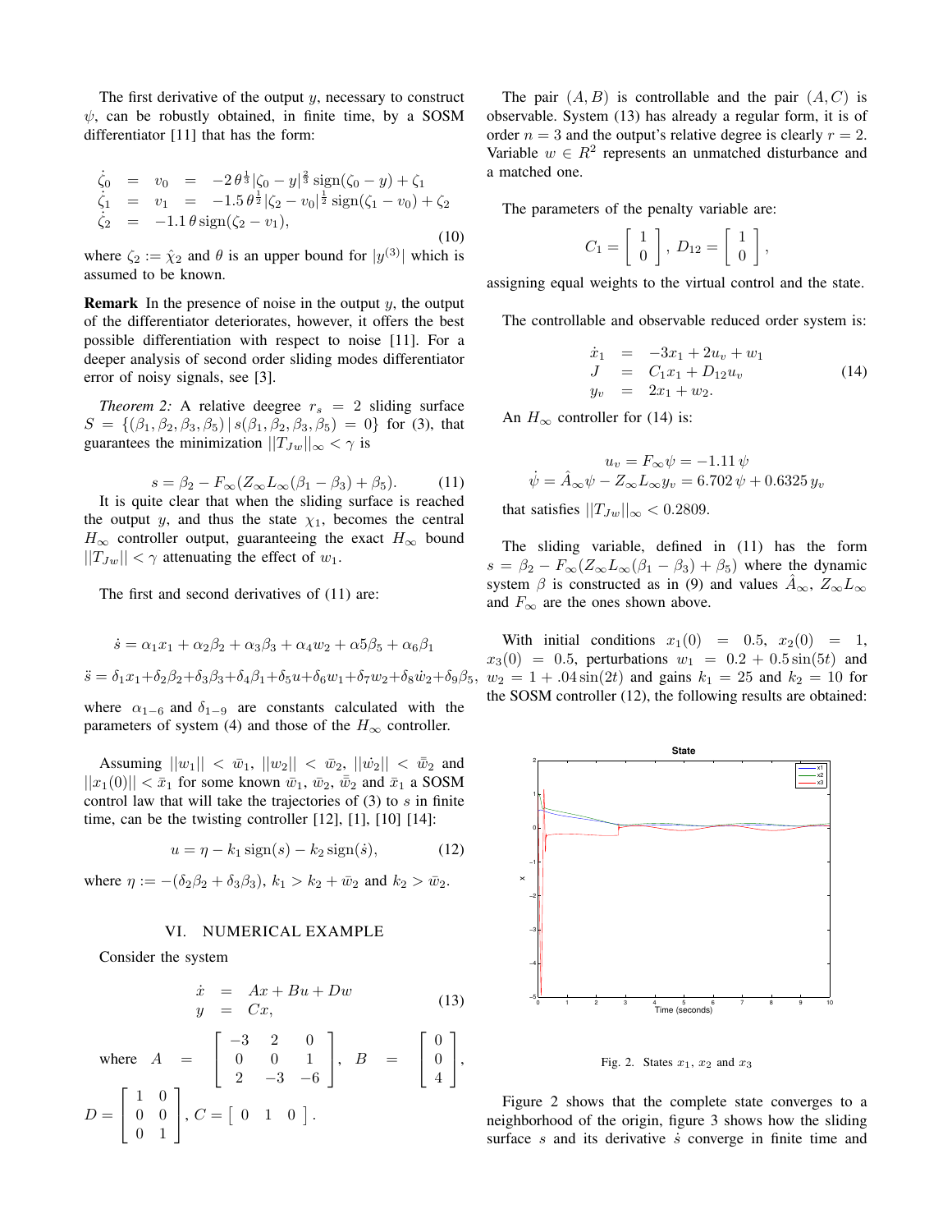The first derivative of the output $y$, necessary to construct $\psi$, can be robustly obtained, in finite time, by a SOSM differentiator [11] that has the form:

$$
\begin{aligned}
\dot{\zeta}_0 &= v_0 = -2\,\theta^{\frac{1}{3}}|\zeta_0 - y|^{\frac{2}{3}}\,\text{sign}(\zeta_0 - y) + \zeta_1 \\
\dot{\zeta}_1 &= v_1 = -1.5\,\theta^{\frac{1}{2}}|\zeta_2 - v_0|^{\frac{1}{2}}\,\text{sign}(\zeta_1 - v_0) + \zeta_2 \\
\dot{\zeta}_2 &= -1.1\,\theta\,\text{sign}(\zeta_2 - v_1),
\end{aligned}
\tag{10}
$$

where $\zeta_2 := \hat{\chi}_2$ and $\theta$ is an upper bound for $|y^{(3)}|$ which is assumed to be known.

**Remark** In the presence of noise in the output $y$, the output of the differentiator deteriorates, however, it offers the best possible differentiation with respect to noise [11]. For a deeper analysis of second order sliding modes differentiator error of noisy signals, see [3].

*Theorem 2:* A relative deegree $r_s = 2$ sliding surface $S = \{(\beta_1, \beta_2, \beta_3, \beta_5) \,|\, s(\beta_1, \beta_2, \beta_3, \beta_5) = 0\}$ for (3), that guarantees the minimization $||T_{Jw}||_\infty < \gamma$ is

$$
s = \beta_2 - F_\infty(Z_\infty L_\infty(\beta_1 - \beta_3) + \beta_5). \tag{11}
$$

It is quite clear that when the sliding surface is reached the output $y$, and thus the state $\chi_1$, becomes the central $H_\infty$ controller output, guaranteeing the exact $H_\infty$ bound $||T_{Jw}|| < \gamma$ attenuating the effect of $w_1$.

The first and second derivatives of (11) are:

$$
\dot{s} = \alpha_1 x_1 + \alpha_2\beta_2 + \alpha_3\beta_3 + \alpha_4 w_2 + \alpha 5\beta_5 + \alpha_6\beta_1
$$

$$
\ddot{s} = \delta_1 x_1 + \delta_2\beta_2 + \delta_3\beta_3 + \delta_4\beta_1 + \delta_5 u + \delta_6 w_1 + \delta_7 w_2 + \delta_8 \dot{w}_2 + \delta_9\beta_5,
$$

where $\alpha_{1-6}$ and $\delta_{1-9}$ are constants calculated with the parameters of system (4) and those of the $H_\infty$ controller.

Assuming $||w_1|| < \bar{w}_1$, $||w_2|| < \bar{w}_2$, $||\dot{w}_2|| < \bar{\bar{w}}_2$ and $||x_1(0)|| < \bar{x}_1$ for some known $\bar{w}_1$, $\bar{w}_2$, $\bar{\bar{w}}_2$ and $\bar{x}_1$ a SOSM control law that will take the trajectories of (3) to $s$ in finite time, can be the twisting controller [12], [1], [10] [14]:

$$
u = \eta - k_1\,\text{sign}(s) - k_2\,\text{sign}(\dot{s}), \tag{12}
$$

where $\eta := -(\delta_2\beta_2 + \delta_3\beta_3)$, $k_1 > k_2 + \bar{w}_2$ and $k_2 > \bar{w}_2$.

## VI. NUMERICAL EXAMPLE

Consider the system

$$
\begin{aligned}
\dot{x} &= Ax + Bu + Dw \\
y &= Cx,
\end{aligned}
\tag{13}
$$

where $A = \begin{bmatrix} -3 & 2 & 0 \\ 0 & 0 & 1 \\ 2 & -3 & -6 \end{bmatrix}$, $B = \begin{bmatrix} 0 \\ 0 \\ 4 \end{bmatrix}$, $D = \begin{bmatrix} 1 & 0 \\ 0 & 0 \\ 0 & 1 \end{bmatrix}$, $C = \begin{bmatrix} 0 & 1 & 0 \end{bmatrix}$.

The pair $(A, B)$ is controllable and the pair $(A, C)$ is observable. System (13) has already a regular form, it is of order $n = 3$ and the output's relative degree is clearly $r = 2$. Variable $w \in R^2$ represents an unmatched disturbance and a matched one.

The parameters of the penalty variable are:

$$
C_1 = \begin{bmatrix} 1 \\ 0 \end{bmatrix},\; D_{12} = \begin{bmatrix} 1 \\ 0 \end{bmatrix},
$$

assigning equal weights to the virtual control and the state.

The controllable and observable reduced order system is:

$$
\begin{aligned}
\dot{x}_1 &= -3x_1 + 2u_v + w_1 \\
J &= C_1 x_1 + D_{12} u_v \\
y_v &= 2x_1 + w_2.
\end{aligned}
\tag{14}
$$

An $H_\infty$ controller for (14) is:

$$
\begin{aligned}
u_v &= F_\infty \psi = -1.11\,\psi \\
\dot{\psi} &= \hat{A}_\infty \psi - Z_\infty L_\infty y_v = 6.702\,\psi + 0.6325\,y_v
\end{aligned}
$$

that satisfies $||T_{Jw}||_\infty < 0.2809$.

The sliding variable, defined in (11) has the form $s = \beta_2 - F_\infty(Z_\infty L_\infty(\beta_1 - \beta_3) + \beta_5)$ where the dynamic system $\beta$ is constructed as in (9) and values $\hat{A}_\infty$, $Z_\infty L_\infty$ and $F_\infty$ are the ones shown above.

With initial conditions $x_1(0) = 0.5$, $x_2(0) = 1$, $x_3(0) = 0.5$, perturbations $w_1 = 0.2 + 0.5\sin(5t)$ and $w_2 = 1 + .04\sin(2t)$ and gains $k_1 = 25$ and $k_2 = 10$ for the SOSM controller (12), the following results are obtained:

Fig. 2. States $x_1$, $x_2$ and $x_3$

Figure 2 shows that the complete state converges to a neighborhood of the origin, figure 3 shows how the sliding surface $s$ and its derivative $\dot{s}$ converge in finite time and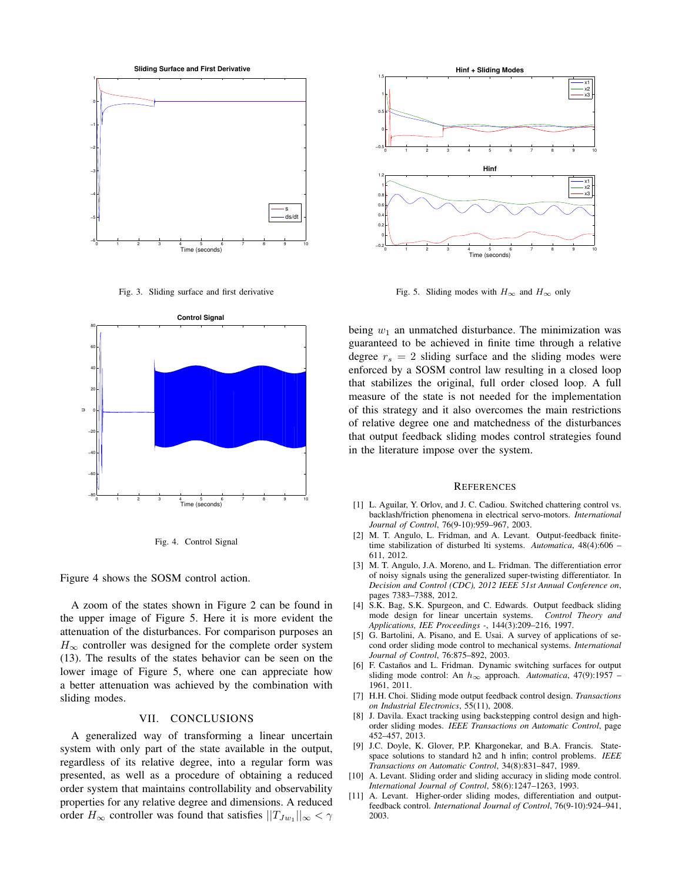Fig. 3. Sliding surface and first derivative

Fig. 4. Control Signal

Figure 4 shows the SOSM control action.

A zoom of the states shown in Figure 2 can be found in the upper image of Figure 5. Here it is more evident the attenuation of the disturbances. For comparison purposes an $H_\infty$ controller was designed for the complete order system (13). The results of the states behavior can be seen on the lower image of Figure 5, where one can appreciate how a better attenuation was achieved by the combination with sliding modes.

## VII. CONCLUSIONS

A generalized way of transforming a linear uncertain system with only part of the state available in the output, regardless of its relative degree, into a regular form was presented, as well as a procedure of obtaining a reduced order system that maintains controllability and observability properties for any relative degree and dimensions. A reduced order $H_\infty$ controller was found that satisfies $||T_{Jw_1}||_\infty < \gamma$ being $w_1$ an unmatched disturbance. The minimization was guaranteed to be achieved in finite time through a relative degree $r_s = 2$ sliding surface and the sliding modes were enforced by a SOSM control law resulting in a closed loop that stabilizes the original, full order closed loop. A full measure of the state is not needed for the implementation of this strategy and it also overcomes the main restrictions of relative degree one and matchedness of the disturbances that output feedback sliding modes control strategies found in the literature impose over the system.

Fig. 5. Sliding modes with $H_\infty$ and $H_\infty$ only

## REFERENCES

[1] L. Aguilar, Y. Orlov, and J. C. Cadiou. Switched chattering control vs. backlash/friction phenomena in electrical servo-motors. *International Journal of Control*, 76(9-10):959–967, 2003.

[2] M. T. Angulo, L. Fridman, and A. Levant. Output-feedback finite-time stabilization of disturbed lti systems. *Automatica*, 48(4):606 – 611, 2012.

[3] M. T. Angulo, J.A. Moreno, and L. Fridman. The differentiation error of noisy signals using the generalized super-twisting differentiator. In *Decision and Control (CDC), 2012 IEEE 51st Annual Conference on*, pages 7383–7388, 2012.

[4] S.K. Bag, S.K. Spurgeon, and C. Edwards. Output feedback sliding mode design for linear uncertain systems. *Control Theory and Applications, IEE Proceedings -*, 144(3):209–216, 1997.

[5] G. Bartolini, A. Pisano, and E. Usai. A survey of applications of second order sliding mode control to mechanical systems. *International Journal of Control*, 76:875–892, 2003.

[6] F. Castaños and L. Fridman. Dynamic switching surfaces for output sliding mode control: An $h_\infty$ approach. *Automatica*, 47(9):1957 – 1961, 2011.

[7] H.H. Choi. Sliding mode output feedback control design. *Transactions on Industrial Electronics*, 55(11), 2008.

[8] J. Davila. Exact tracking using backstepping control design and high-order sliding modes. *IEEE Transactions on Automatic Control*, page 452–457, 2013.

[9] J.C. Doyle, K. Glover, P.P. Khargonekar, and B.A. Francis. State-space solutions to standard h2 and h infin; control problems. *IEEE Transactions on Automatic Control*, 34(8):831–847, 1989.

[10] A. Levant. Sliding order and sliding accuracy in sliding mode control. *International Journal of Control*, 58(6):1247–1263, 1993.

[11] A. Levant. Higher-order sliding modes, differentiation and output-feedback control. *International Journal of Control*, 76(9-10):924–941, 2003.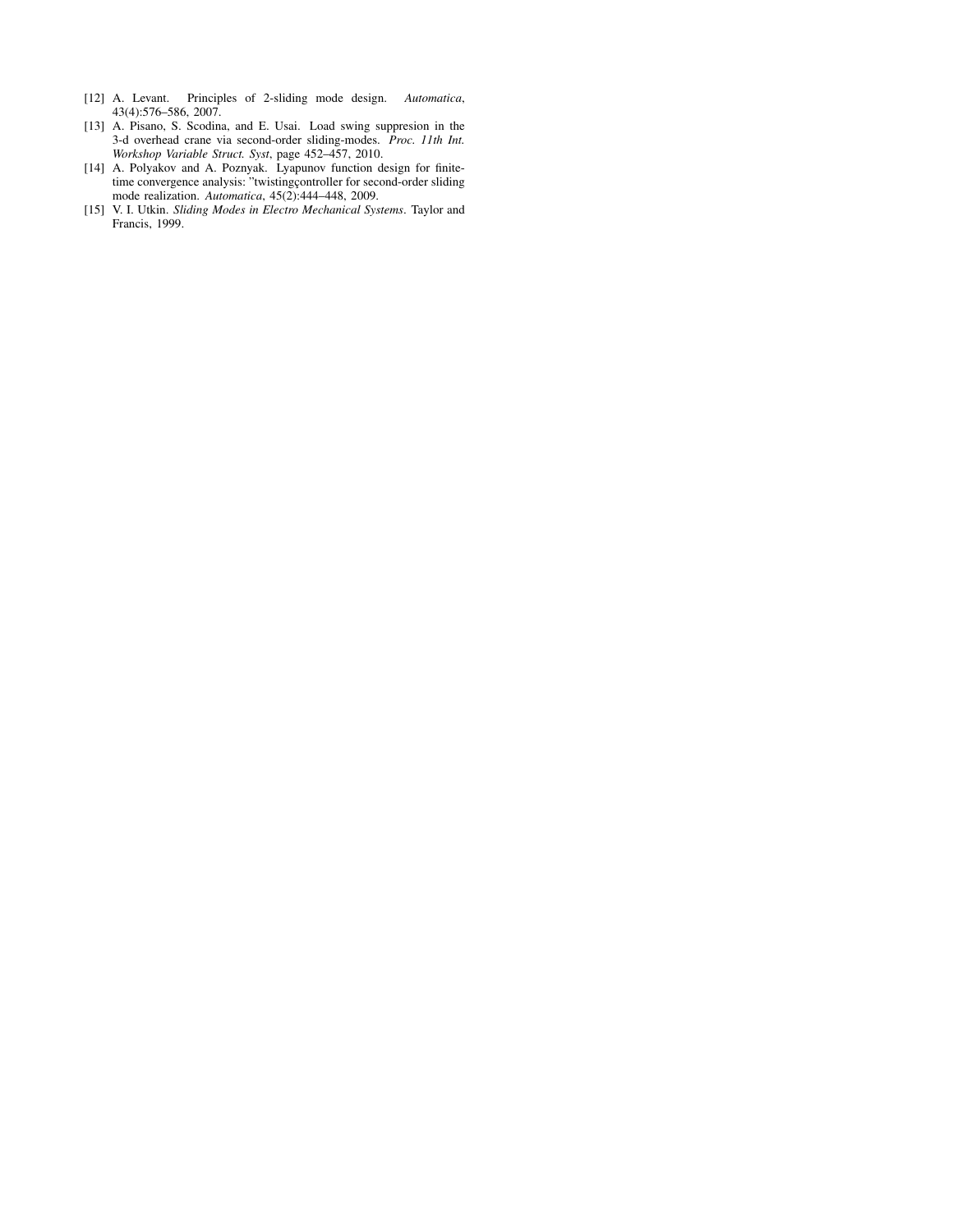[12] A. Levant. Principles of 2-sliding mode design. *Automatica*, 43(4):576–586, 2007.

[13] A. Pisano, S. Scodina, and E. Usai. Load swing suppresion in the 3-d overhead crane via second-order sliding-modes. *Proc. 11th Int. Workshop Variable Struct. Syst*, page 452–457, 2010.

[14] A. Polyakov and A. Poznyak. Lyapunov function design for finite-time convergence analysis: "twistingçontroller for second-order sliding mode realization. *Automatica*, 45(2):444–448, 2009.

[15] V. I. Utkin. *Sliding Modes in Electro Mechanical Systems*. Taylor and Francis, 1999.